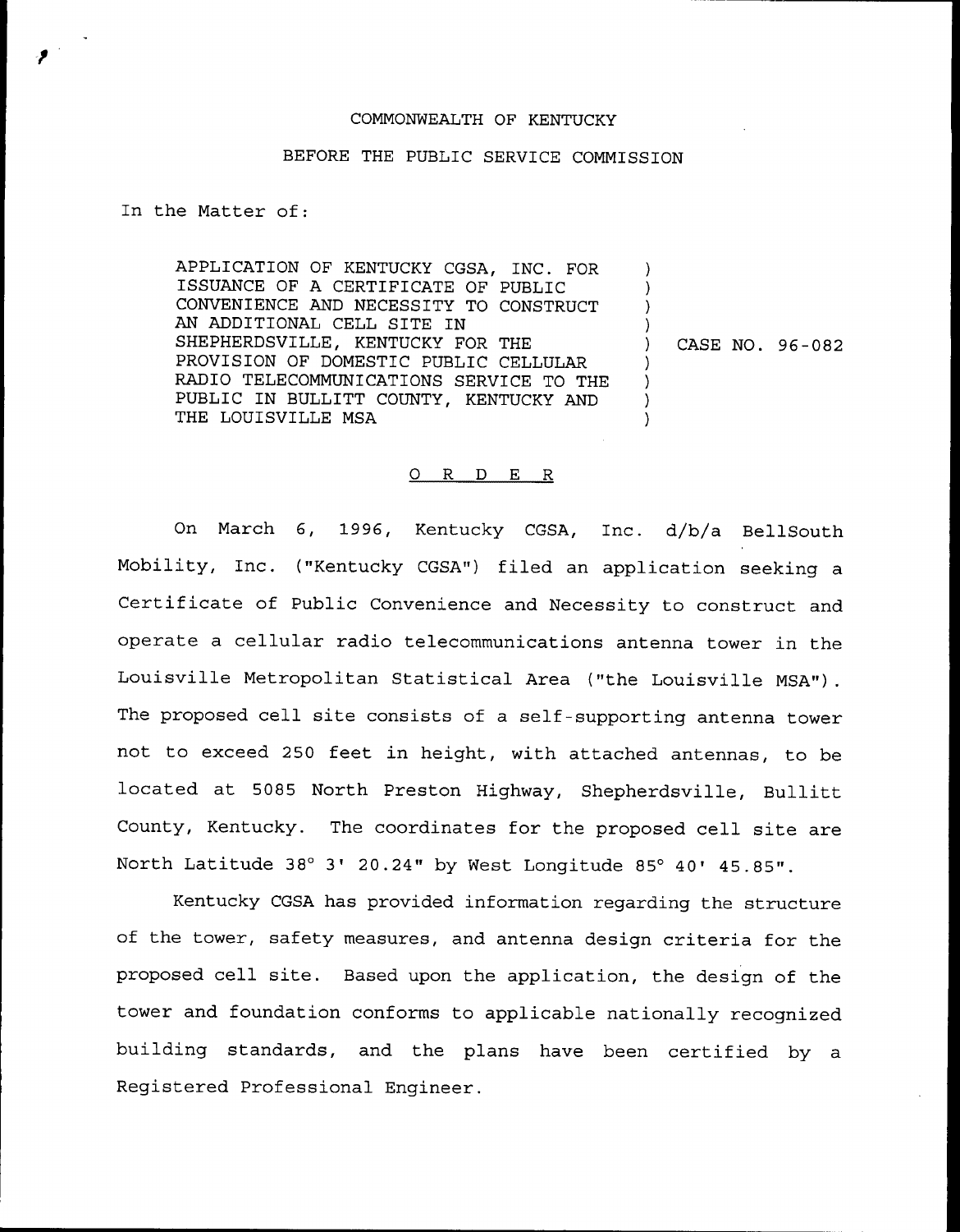COMMONWEALTH OF KENTUCKY

BEFORE THE PUBLIC SERVICE COMMISSION

In the Matter of:

| | | |
|---|---|---|
| APPLICATION OF KENTUCKY CGSA, INC. FOR ISSUANCE OF A CERTIFICATE OF PUBLIC CONVENIENCE AND NECESSITY TO CONSTRUCT AN ADDITIONAL CELL SITE IN SHEPHERDSVILLE, KENTUCKY FOR THE PROVISION OF DOMESTIC PUBLIC CELLULAR RADIO TELECOMMUNICATIONS SERVICE TO THE PUBLIC IN BULLITT COUNTY, KENTUCKY AND THE LOUISVILLE MSA | ) | CASE NO. 96-082 |

## O R D E R

On March 6, 1996, Kentucky CGSA, Inc. d/b/a BellSouth Mobility, Inc. ("Kentucky CGSA") filed an application seeking a Certificate of Public Convenience and Necessity to construct and operate a cellular radio telecommunications antenna tower in the Louisville Metropolitan Statistical Area ("the Louisville MSA"). The proposed cell site consists of a self-supporting antenna tower not to exceed 250 feet in height, with attached antennas, to be located at 5085 North Preston Highway, Shepherdsville, Bullitt County, Kentucky. The coordinates for the proposed cell site are North Latitude 38° 3' 20.24" by West Longitude 85° 40' 45.85".

Kentucky CGSA has provided information regarding the structure of the tower, safety measures, and antenna design criteria for the proposed cell site. Based upon the application, the design of the tower and foundation conforms to applicable nationally recognized building standards, and the plans have been certified by a Registered Professional Engineer.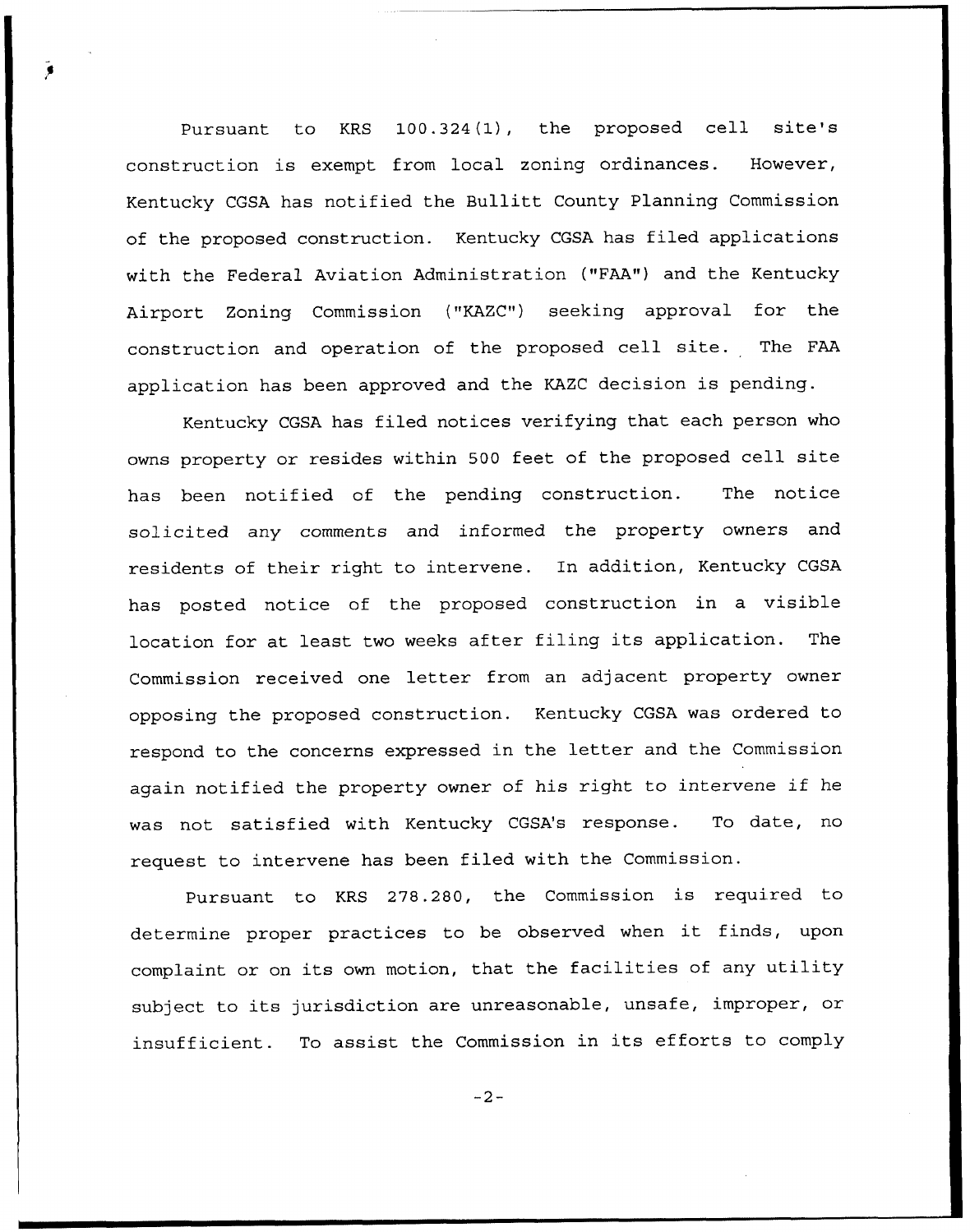Pursuant to KRS 100.324(1), the proposed cell site's construction is exempt from local zoning ordinances. However, Kentucky CGSA has notified the Bullitt County Planning Commission of the proposed construction. Kentucky CGSA has filed applications with the Federal Aviation Administration ("FAA") and the Kentucky Airport Zoning Commission ("KAZC") seeking approval for the construction and operation of the proposed cell site. The FAA application has been approved and the KAZC decision is pending.

Kentucky CGSA has filed notices verifying that each person who owns property or resides within 500 feet of the proposed cell site has been notified of the pending construction. The notice solicited any comments and informed the property owners and residents of their right to intervene. In addition, Kentucky CGSA has posted notice of the proposed construction in a visible location for at least two weeks after filing its application. The Commission received one letter from an adjacent property owner opposing the proposed construction. Kentucky CGSA was ordered to respond to the concerns expressed in the letter and the Commission again notified the property owner of his right to intervene if he was not satisfied with Kentucky CGSA's response. To date, no request to intervene has been filed with the Commission.

Pursuant to KRS 278.280, the Commission is required to determine proper practices to be observed when it finds, upon complaint or on its own motion, that the facilities of any utility subject to its jurisdiction are unreasonable, unsafe, improper, or insufficient. To assist the Commission in its efforts to comply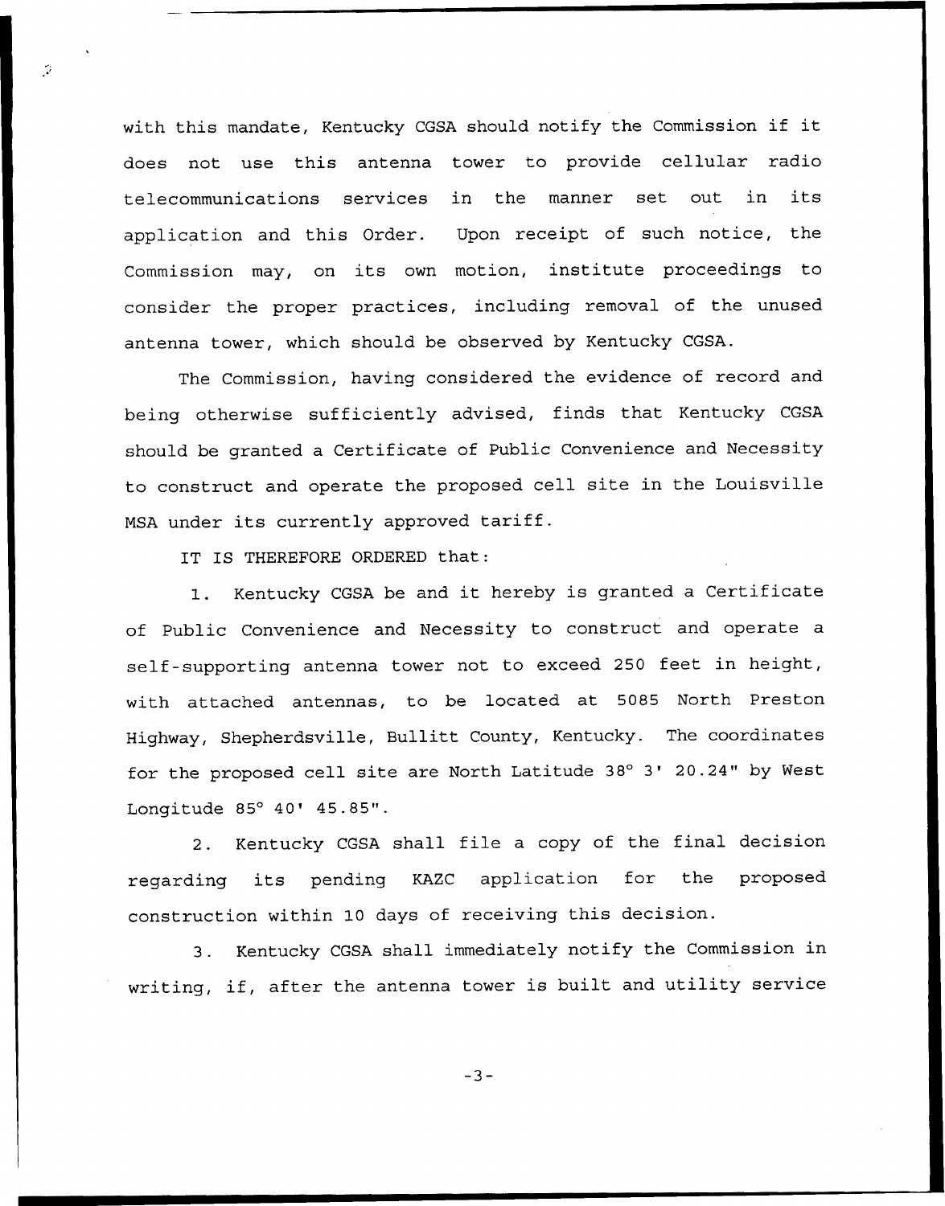with this mandate, Kentucky CGSA should notify the Commission if it does not use this antenna tower to provide cellular radio telecommunications services in the manner set out in its application and this Order. Upon receipt of such notice, the Commission may, on its own motion, institute proceedings to consider the proper practices, including removal of the unused antenna tower, which should be observed by Kentucky CGSA.

The Commission, having considered the evidence of record and being otherwise sufficiently advised, finds that Kentucky CGSA should be granted a Certificate of Public Convenience and Necessity to construct and operate the proposed cell site in the Louisville MSA under its currently approved tariff.

IT IS THEREFORE ORDERED that:

1. Kentucky CGSA be and it hereby is granted a Certificate of Public Convenience and Necessity to construct and operate a self-supporting antenna tower not to exceed 250 feet in height, with attached antennas, to be located at 5085 North Preston Highway, Shepherdsville, Bullitt County, Kentucky. The coordinates for the proposed cell site are North Latitude 38° 3' 20.24" by West Longitude 85° 40' 45.85".

2. Kentucky CGSA shall file a copy of the final decision regarding its pending KAZC application for the proposed construction within 10 days of receiving this decision.

3. Kentucky CGSA shall immediately notify the Commission in writing, if, after the antenna tower is built and utility service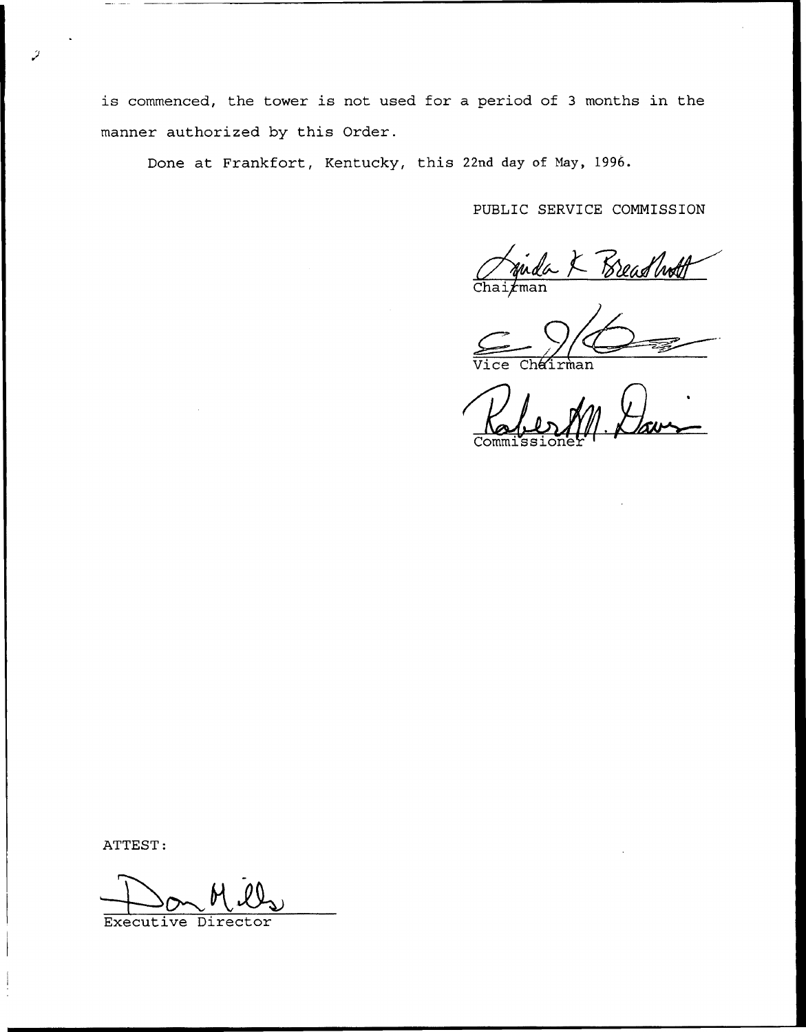is commenced, the tower is not used for a period of 3 months in the manner authorized by this Order.

Done at Frankfort, Kentucky, this 22nd day of May, 1996.

PUBLIC SERVICE COMMISSION

Chairman

Vice Chairman

Commissioner

ATTEST:

Executive Director